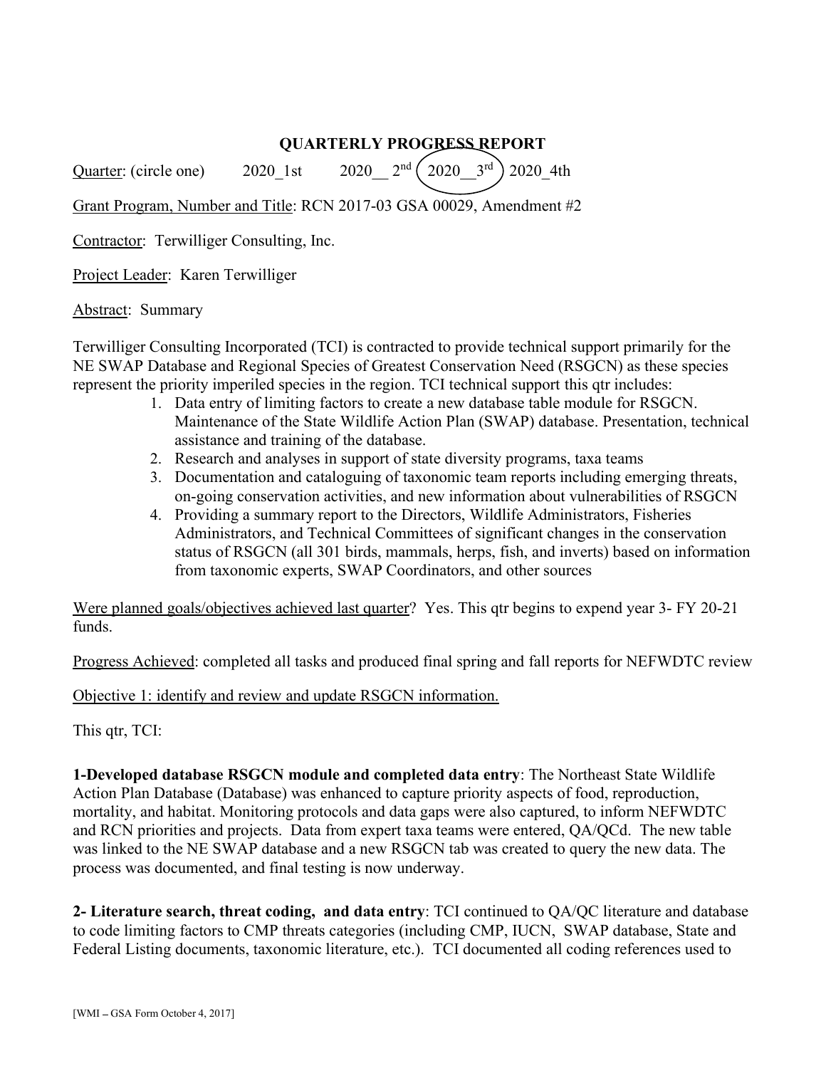# QUARTERLY PROGRESS REPORT

Quarter: (circle one) 2020_1st 2020__ 2$^{nd}$ (2020__3$^{rd}$) 2020_4th

Grant Program, Number and Title: RCN 2017-03 GSA 00029, Amendment #2

Contractor: Terwilliger Consulting, Inc.

Project Leader: Karen Terwilliger

Abstract: Summary

Terwilliger Consulting Incorporated (TCI) is contracted to provide technical support primarily for the NE SWAP Database and Regional Species of Greatest Conservation Need (RSGCN) as these species represent the priority imperiled species in the region. TCI technical support this qtr includes:

1. Data entry of limiting factors to create a new database table module for RSGCN. Maintenance of the State Wildlife Action Plan (SWAP) database. Presentation, technical assistance and training of the database.
2. Research and analyses in support of state diversity programs, taxa teams
3. Documentation and cataloguing of taxonomic team reports including emerging threats, on-going conservation activities, and new information about vulnerabilities of RSGCN
4. Providing a summary report to the Directors, Wildlife Administrators, Fisheries Administrators, and Technical Committees of significant changes in the conservation status of RSGCN (all 301 birds, mammals, herps, fish, and inverts) based on information from taxonomic experts, SWAP Coordinators, and other sources

Were planned goals/objectives achieved last quarter? Yes. This qtr begins to expend year 3- FY 20-21 funds.

Progress Achieved: completed all tasks and produced final spring and fall reports for NEFWDTC review

Objective 1: identify and review and update RSGCN information.

This qtr, TCI:

**1-Developed database RSGCN module and completed data entry**: The Northeast State Wildlife Action Plan Database (Database) was enhanced to capture priority aspects of food, reproduction, mortality, and habitat. Monitoring protocols and data gaps were also captured, to inform NEFWDTC and RCN priorities and projects. Data from expert taxa teams were entered, QA/QCd. The new table was linked to the NE SWAP database and a new RSGCN tab was created to query the new data. The process was documented, and final testing is now underway.

**2- Literature search, threat coding, and data entry**: TCI continued to QA/QC literature and database to code limiting factors to CMP threats categories (including CMP, IUCN, SWAP database, State and Federal Listing documents, taxonomic literature, etc.). TCI documented all coding references used to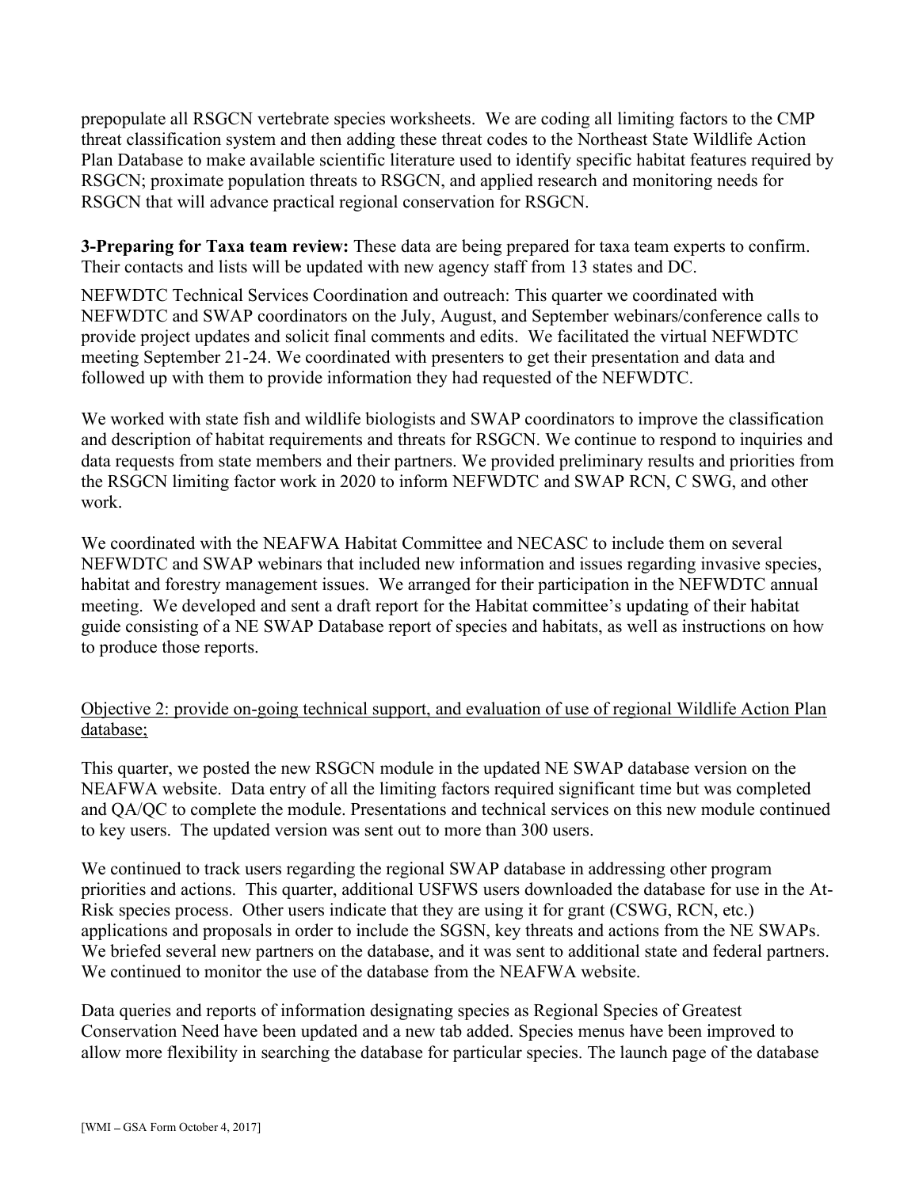prepopulate all RSGCN vertebrate species worksheets. We are coding all limiting factors to the CMP threat classification system and then adding these threat codes to the Northeast State Wildlife Action Plan Database to make available scientific literature used to identify specific habitat features required by RSGCN; proximate population threats to RSGCN, and applied research and monitoring needs for RSGCN that will advance practical regional conservation for RSGCN.

**3-Preparing for Taxa team review:** These data are being prepared for taxa team experts to confirm. Their contacts and lists will be updated with new agency staff from 13 states and DC.

NEFWDTC Technical Services Coordination and outreach: This quarter we coordinated with NEFWDTC and SWAP coordinators on the July, August, and September webinars/conference calls to provide project updates and solicit final comments and edits. We facilitated the virtual NEFWDTC meeting September 21-24. We coordinated with presenters to get their presentation and data and followed up with them to provide information they had requested of the NEFWDTC.

We worked with state fish and wildlife biologists and SWAP coordinators to improve the classification and description of habitat requirements and threats for RSGCN. We continue to respond to inquiries and data requests from state members and their partners. We provided preliminary results and priorities from the RSGCN limiting factor work in 2020 to inform NEFWDTC and SWAP RCN, C SWG, and other work.

We coordinated with the NEAFWA Habitat Committee and NECASC to include them on several NEFWDTC and SWAP webinars that included new information and issues regarding invasive species, habitat and forestry management issues. We arranged for their participation in the NEFWDTC annual meeting. We developed and sent a draft report for the Habitat committee's updating of their habitat guide consisting of a NE SWAP Database report of species and habitats, as well as instructions on how to produce those reports.

<u>Objective 2: provide on-going technical support, and evaluation of use of regional Wildlife Action Plan database;</u>

This quarter, we posted the new RSGCN module in the updated NE SWAP database version on the NEAFWA website. Data entry of all the limiting factors required significant time but was completed and QA/QC to complete the module. Presentations and technical services on this new module continued to key users. The updated version was sent out to more than 300 users.

We continued to track users regarding the regional SWAP database in addressing other program priorities and actions. This quarter, additional USFWS users downloaded the database for use in the At-Risk species process. Other users indicate that they are using it for grant (CSWG, RCN, etc.) applications and proposals in order to include the SGSN, key threats and actions from the NE SWAPs. We briefed several new partners on the database, and it was sent to additional state and federal partners. We continued to monitor the use of the database from the NEAFWA website.

Data queries and reports of information designating species as Regional Species of Greatest Conservation Need have been updated and a new tab added. Species menus have been improved to allow more flexibility in searching the database for particular species. The launch page of the database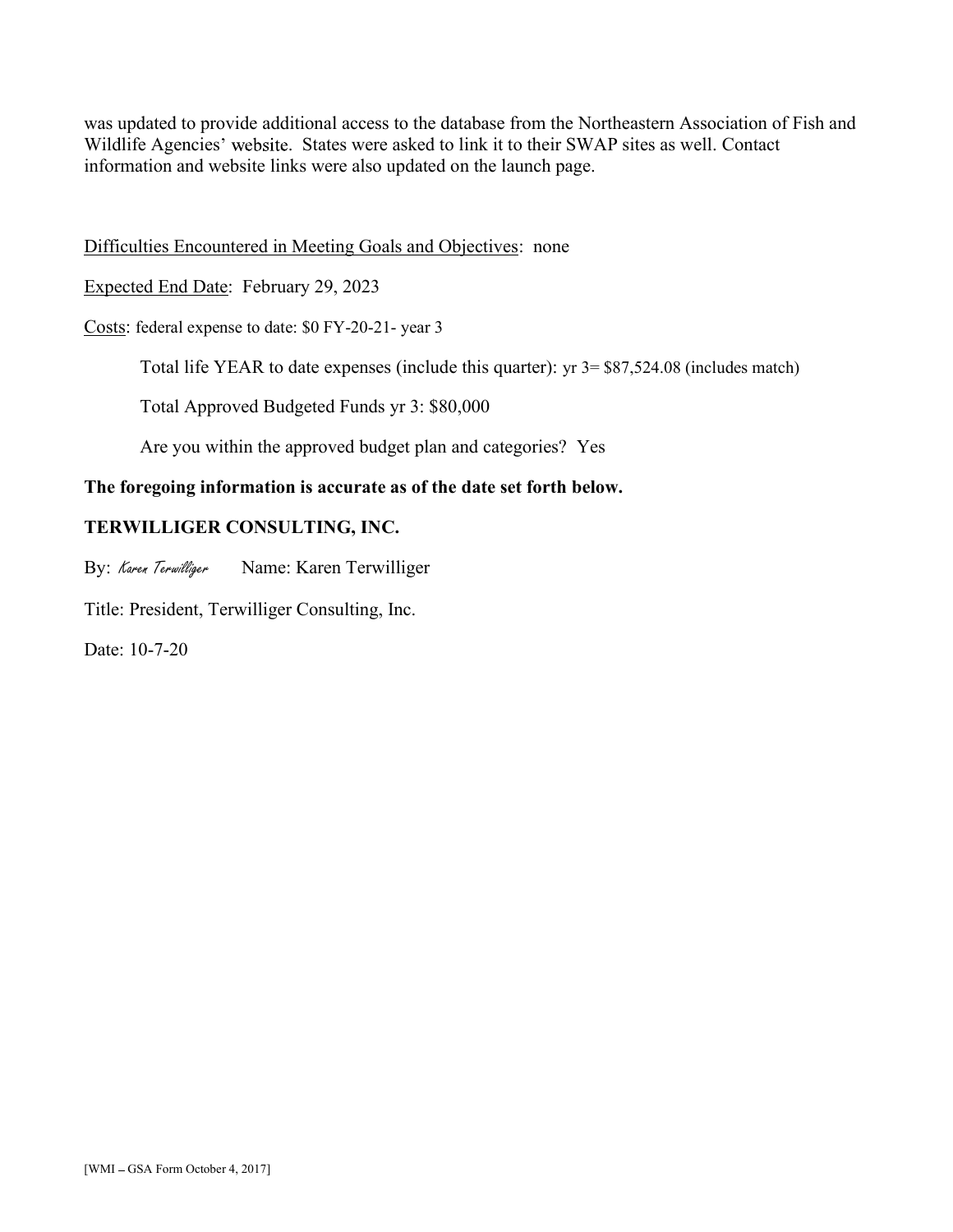was updated to provide additional access to the database from the Northeastern Association of Fish and Wildlife Agencies' website. States were asked to link it to their SWAP sites as well. Contact information and website links were also updated on the launch page.

Difficulties Encountered in Meeting Goals and Objectives: none

Expected End Date: February 29, 2023

Costs: federal expense to date: $0 FY-20-21- year 3

Total life YEAR to date expenses (include this quarter): yr 3= $87,524.08 (includes match)

Total Approved Budgeted Funds yr 3: $80,000

Are you within the approved budget plan and categories? Yes

**The foregoing information is accurate as of the date set forth below.**

**TERWILLIGER CONSULTING, INC.**

By: *Karen Terwilliger* Name: Karen Terwilliger

Title: President, Terwilliger Consulting, Inc.

Date: 10-7-20

[WMI – GSA Form October 4, 2017]